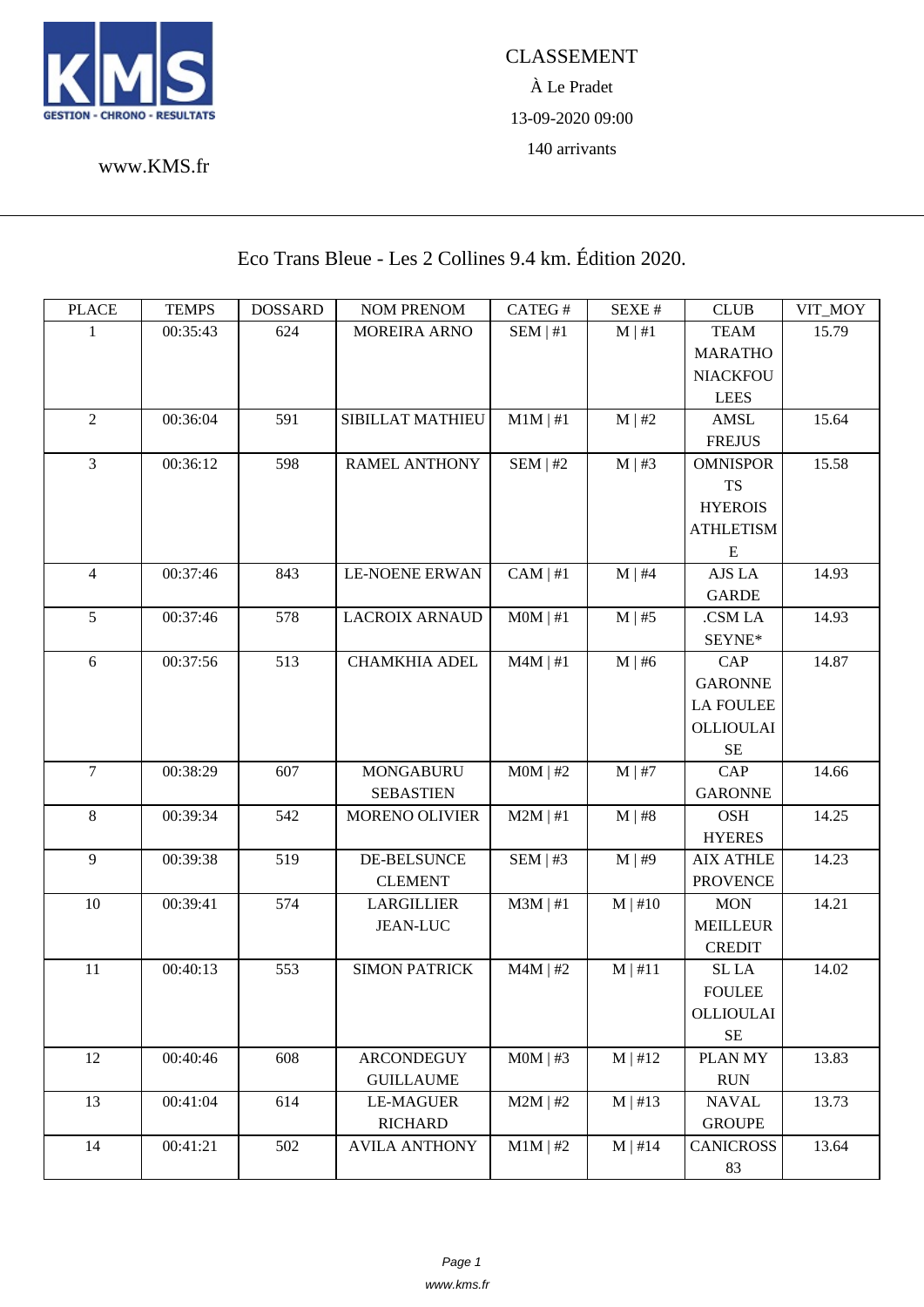KMS GESTION - CHRONO - RESULTATS

www.KMS.fr

CLASSEMENT

À Le Pradet

13-09-2020 09:00

140 arrivants

## Eco Trans Bleue - Les 2 Collines 9.4 km. Édition 2020.

| PLACE | TEMPS | DOSSARD | NOM PRENOM | CATEG # | SEXE # | CLUB | VIT_MOY |
|---|---|---|---|---|---|---|---|
| 1 | 00:35:43 | 624 | MOREIRA ARNO | SEM \| #1 | M \| #1 | TEAM MARATHONIACKFOULEES | 15.79 |
| 2 | 00:36:04 | 591 | SIBILLAT MATHIEU | M1M \| #1 | M \| #2 | AMSL FREJUS | 15.64 |
| 3 | 00:36:12 | 598 | RAMEL ANTHONY | SEM \| #2 | M \| #3 | OMNISPORTS HYEROIS ATHLETISME | 15.58 |
| 4 | 00:37:46 | 843 | LE-NOENE ERWAN | CAM \| #1 | M \| #4 | AJS LA GARDE | 14.93 |
| 5 | 00:37:46 | 578 | LACROIX ARNAUD | M0M \| #1 | M \| #5 | .CSM LA SEYNE* | 14.93 |
| 6 | 00:37:56 | 513 | CHAMKHIA ADEL | M4M \| #1 | M \| #6 | CAP GARONNE LA FOULEE OLLIOULAISE | 14.87 |
| 7 | 00:38:29 | 607 | MONGABURU SEBASTIEN | M0M \| #2 | M \| #7 | CAP GARONNE | 14.66 |
| 8 | 00:39:34 | 542 | MORENO OLIVIER | M2M \| #1 | M \| #8 | OSH HYERES | 14.25 |
| 9 | 00:39:38 | 519 | DE-BELSUNCE CLEMENT | SEM \| #3 | M \| #9 | AIX ATHLE PROVENCE | 14.23 |
| 10 | 00:39:41 | 574 | LARGILLIER JEAN-LUC | M3M \| #1 | M \| #10 | MON MEILLEUR CREDIT | 14.21 |
| 11 | 00:40:13 | 553 | SIMON PATRICK | M4M \| #2 | M \| #11 | SL LA FOULEE OLLIOULAISE | 14.02 |
| 12 | 00:40:46 | 608 | ARCONDEGUY GUILLAUME | M0M \| #3 | M \| #12 | PLAN MY RUN | 13.83 |
| 13 | 00:41:04 | 614 | LE-MAGUER RICHARD | M2M \| #2 | M \| #13 | NAVAL GROUPE | 13.73 |
| 14 | 00:41:21 | 502 | AVILA ANTHONY | M1M \| #2 | M \| #14 | CANICROSS 83 | 13.64 |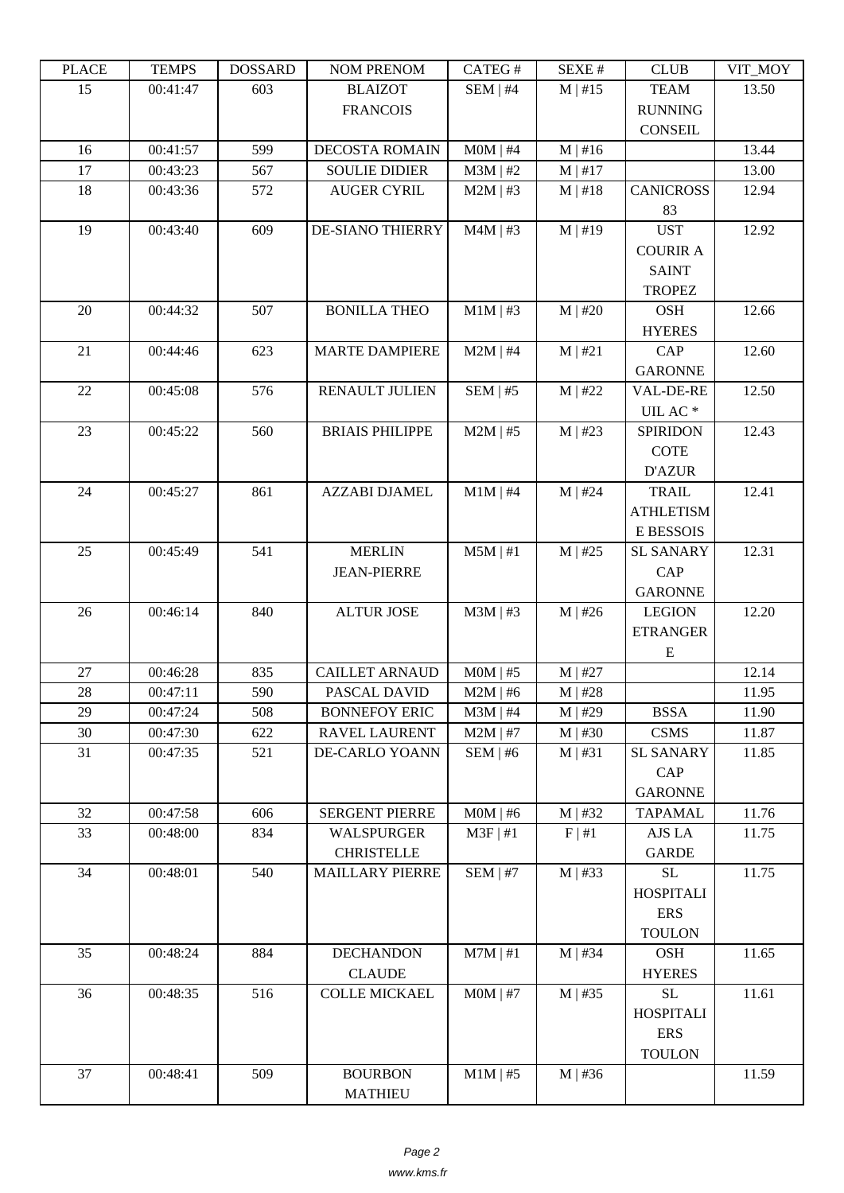| PLACE | TEMPS | DOSSARD | NOM PRENOM | CATEG # | SEXE # | CLUB | VIT_MOY |
|---|---|---|---|---|---|---|---|
| 15 | 00:41:47 | 603 | BLAIZOT FRANCOIS | SEM \| #4 | M \| #15 | TEAM RUNNING CONSEIL | 13.50 |
| 16 | 00:41:57 | 599 | DECOSTA ROMAIN | M0M \| #4 | M \| #16 | | 13.44 |
| 17 | 00:43:23 | 567 | SOULIE DIDIER | M3M \| #2 | M \| #17 | | 13.00 |
| 18 | 00:43:36 | 572 | AUGER CYRIL | M2M \| #3 | M \| #18 | CANICROSS 83 | 12.94 |
| 19 | 00:43:40 | 609 | DE-SIANO THIERRY | M4M \| #3 | M \| #19 | UST COURIR A SAINT TROPEZ | 12.92 |
| 20 | 00:44:32 | 507 | BONILLA THEO | M1M \| #3 | M \| #20 | OSH HYERES | 12.66 |
| 21 | 00:44:46 | 623 | MARTE DAMPIERE | M2M \| #4 | M \| #21 | CAP GARONNE | 12.60 |
| 22 | 00:45:08 | 576 | RENAULT JULIEN | SEM \| #5 | M \| #22 | VAL-DE-REUIL AC * | 12.50 |
| 23 | 00:45:22 | 560 | BRIAIS PHILIPPE | M2M \| #5 | M \| #23 | SPIRIDON COTE D'AZUR | 12.43 |
| 24 | 00:45:27 | 861 | AZZABI DJAMEL | M1M \| #4 | M \| #24 | TRAIL ATHLETISME BESSOIS | 12.41 |
| 25 | 00:45:49 | 541 | MERLIN JEAN-PIERRE | M5M \| #1 | M \| #25 | SL SANARY CAP GARONNE | 12.31 |
| 26 | 00:46:14 | 840 | ALTUR JOSE | M3M \| #3 | M \| #26 | LEGION ETRANGERE | 12.20 |
| 27 | 00:46:28 | 835 | CAILLET ARNAUD | M0M \| #5 | M \| #27 | | 12.14 |
| 28 | 00:47:11 | 590 | PASCAL DAVID | M2M \| #6 | M \| #28 | | 11.95 |
| 29 | 00:47:24 | 508 | BONNEFOY ERIC | M3M \| #4 | M \| #29 | BSSA | 11.90 |
| 30 | 00:47:30 | 622 | RAVEL LAURENT | M2M \| #7 | M \| #30 | CSMS | 11.87 |
| 31 | 00:47:35 | 521 | DE-CARLO YOANN | SEM \| #6 | M \| #31 | SL SANARY CAP GARONNE | 11.85 |
| 32 | 00:47:58 | 606 | SERGENT PIERRE | M0M \| #6 | M \| #32 | TAPAMAL | 11.76 |
| 33 | 00:48:00 | 834 | WALSPURGER CHRISTELLE | M3F \| #1 | F \| #1 | AJS LA GARDE | 11.75 |
| 34 | 00:48:01 | 540 | MAILLARY PIERRE | SEM \| #7 | M \| #33 | SL HOSPITALIERS TOULON | 11.75 |
| 35 | 00:48:24 | 884 | DECHANDON CLAUDE | M7M \| #1 | M \| #34 | OSH HYERES | 11.65 |
| 36 | 00:48:35 | 516 | COLLE MICKAEL | M0M \| #7 | M \| #35 | SL HOSPITALIERS TOULON | 11.61 |
| 37 | 00:48:41 | 509 | BOURBON MATHIEU | M1M \| #5 | M \| #36 | | 11.59 |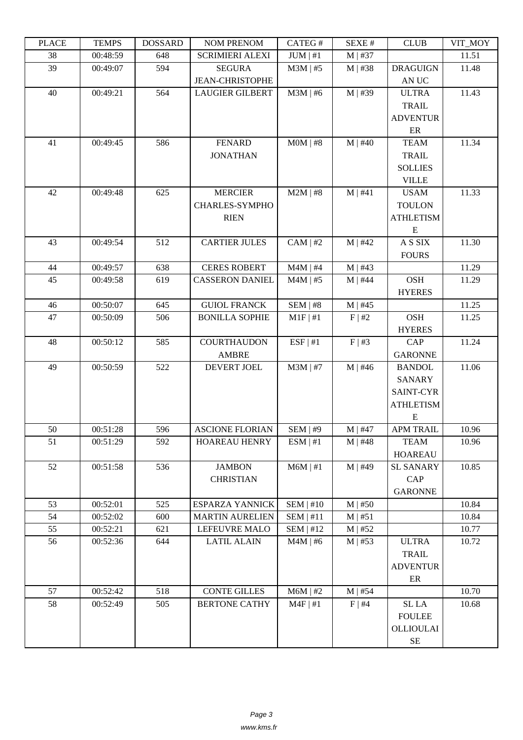| PLACE | TEMPS | DOSSARD | NOM PRENOM | CATEG # | SEXE # | CLUB | VIT_MOY |
|---|---|---|---|---|---|---|---|
| 38 | 00:48:59 | 648 | SCRIMIERI ALEXI | JUM \| #1 | M \| #37 | | 11.51 |
| 39 | 00:49:07 | 594 | SEGURA JEAN-CHRISTOPHE | M3M \| #5 | M \| #38 | DRAGUIGNAN UC | 11.48 |
| 40 | 00:49:21 | 564 | LAUGIER GILBERT | M3M \| #6 | M \| #39 | ULTRA TRAIL ADVENTURER | 11.43 |
| 41 | 00:49:45 | 586 | FENARD JONATHAN | M0M \| #8 | M \| #40 | TEAM TRAIL SOLLIES VILLE | 11.34 |
| 42 | 00:49:48 | 625 | MERCIER CHARLES-SYMPHORIEN | M2M \| #8 | M \| #41 | USAM TOULON ATHLETISME | 11.33 |
| 43 | 00:49:54 | 512 | CARTIER JULES | CAM \| #2 | M \| #42 | A S SIX FOURS | 11.30 |
| 44 | 00:49:57 | 638 | CERES ROBERT | M4M \| #4 | M \| #43 | | 11.29 |
| 45 | 00:49:58 | 619 | CASSERON DANIEL | M4M \| #5 | M \| #44 | OSH HYERES | 11.29 |
| 46 | 00:50:07 | 645 | GUIOL FRANCK | SEM \| #8 | M \| #45 | | 11.25 |
| 47 | 00:50:09 | 506 | BONILLA SOPHIE | M1F \| #1 | F \| #2 | OSH HYERES | 11.25 |
| 48 | 00:50:12 | 585 | COURTHAUDON AMBRE | ESF \| #1 | F \| #3 | CAP GARONNE | 11.24 |
| 49 | 00:50:59 | 522 | DEVERT JOEL | M3M \| #7 | M \| #46 | BANDOL SANARY SAINT-CYR ATHLETISME | 11.06 |
| 50 | 00:51:28 | 596 | ASCIONE FLORIAN | SEM \| #9 | M \| #47 | APM TRAIL | 10.96 |
| 51 | 00:51:29 | 592 | HOAREAU HENRY | ESM \| #1 | M \| #48 | TEAM HOAREAU | 10.96 |
| 52 | 00:51:58 | 536 | JAMBON CHRISTIAN | M6M \| #1 | M \| #49 | SL SANARY CAP GARONNE | 10.85 |
| 53 | 00:52:01 | 525 | ESPARZA YANNICK | SEM \| #10 | M \| #50 | | 10.84 |
| 54 | 00:52:02 | 600 | MARTIN AURELIEN | SEM \| #11 | M \| #51 | | 10.84 |
| 55 | 00:52:21 | 621 | LEFEUVRE MALO | SEM \| #12 | M \| #52 | | 10.77 |
| 56 | 00:52:36 | 644 | LATIL ALAIN | M4M \| #6 | M \| #53 | ULTRA TRAIL ADVENTURER | 10.72 |
| 57 | 00:52:42 | 518 | CONTE GILLES | M6M \| #2 | M \| #54 | | 10.70 |
| 58 | 00:52:49 | 505 | BERTONE CATHY | M4F \| #1 | F \| #4 | SL LA FOULEE OLLIOULAISE | 10.68 |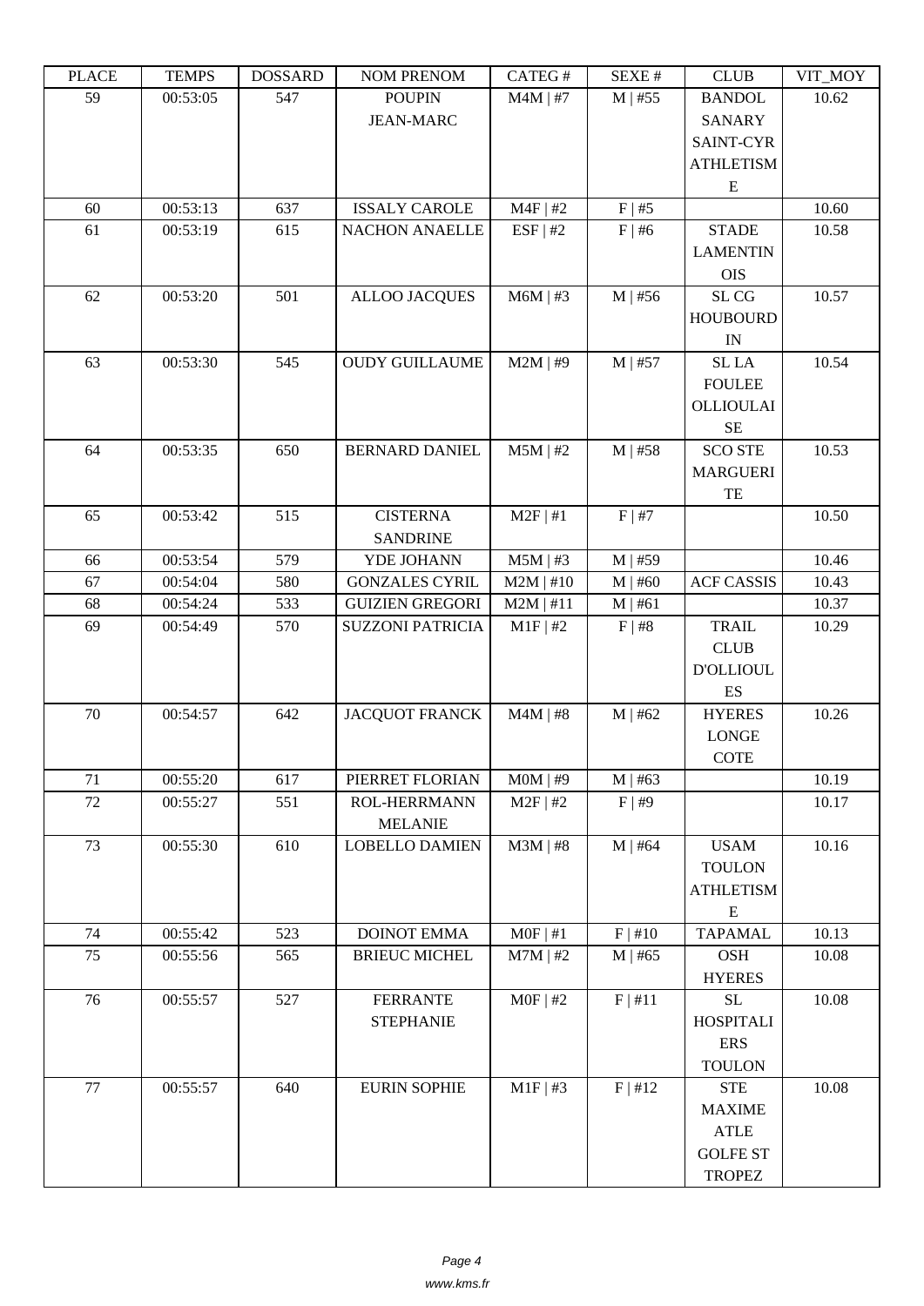| PLACE | TEMPS | DOSSARD | NOM PRENOM | CATEG # | SEXE # | CLUB | VIT_MOY |
|---|---|---|---|---|---|---|---|
| 59 | 00:53:05 | 547 | POUPIN JEAN-MARC | M4M \| #7 | M \| #55 | BANDOL SANARY SAINT-CYR ATHLETISME | 10.62 |
| 60 | 00:53:13 | 637 | ISSALY CAROLE | M4F \| #2 | F \| #5 | | 10.60 |
| 61 | 00:53:19 | 615 | NACHON ANAELLE | ESF \| #2 | F \| #6 | STADE LAMENTINOIS | 10.58 |
| 62 | 00:53:20 | 501 | ALLOO JACQUES | M6M \| #3 | M \| #56 | SL CG HOUBOURDIN | 10.57 |
| 63 | 00:53:30 | 545 | OUDY GUILLAUME | M2M \| #9 | M \| #57 | SL LA FOULEE OLLIOULAISE | 10.54 |
| 64 | 00:53:35 | 650 | BERNARD DANIEL | M5M \| #2 | M \| #58 | SCO STE MARGUERITE | 10.53 |
| 65 | 00:53:42 | 515 | CISTERNA SANDRINE | M2F \| #1 | F \| #7 | | 10.50 |
| 66 | 00:53:54 | 579 | YDE JOHANN | M5M \| #3 | M \| #59 | | 10.46 |
| 67 | 00:54:04 | 580 | GONZALES CYRIL | M2M \| #10 | M \| #60 | ACF CASSIS | 10.43 |
| 68 | 00:54:24 | 533 | GUIZIEN GREGORI | M2M \| #11 | M \| #61 | | 10.37 |
| 69 | 00:54:49 | 570 | SUZZONI PATRICIA | M1F \| #2 | F \| #8 | TRAIL CLUB D'OLLIOULES | 10.29 |
| 70 | 00:54:57 | 642 | JACQUOT FRANCK | M4M \| #8 | M \| #62 | HYERES LONGE COTE | 10.26 |
| 71 | 00:55:20 | 617 | PIERRET FLORIAN | M0M \| #9 | M \| #63 | | 10.19 |
| 72 | 00:55:27 | 551 | ROL-HERRMANN MELANIE | M2F \| #2 | F \| #9 | | 10.17 |
| 73 | 00:55:30 | 610 | LOBELLO DAMIEN | M3M \| #8 | M \| #64 | USAM TOULON ATHLETISME | 10.16 |
| 74 | 00:55:42 | 523 | DOINOT EMMA | M0F \| #1 | F \| #10 | TAPAMAL | 10.13 |
| 75 | 00:55:56 | 565 | BRIEUC MICHEL | M7M \| #2 | M \| #65 | OSH HYERES | 10.08 |
| 76 | 00:55:57 | 527 | FERRANTE STEPHANIE | M0F \| #2 | F \| #11 | SL HOSPITALIERS TOULON | 10.08 |
| 77 | 00:55:57 | 640 | EURIN SOPHIE | M1F \| #3 | F \| #12 | STE MAXIME ATLE GOLFE ST TROPEZ | 10.08 |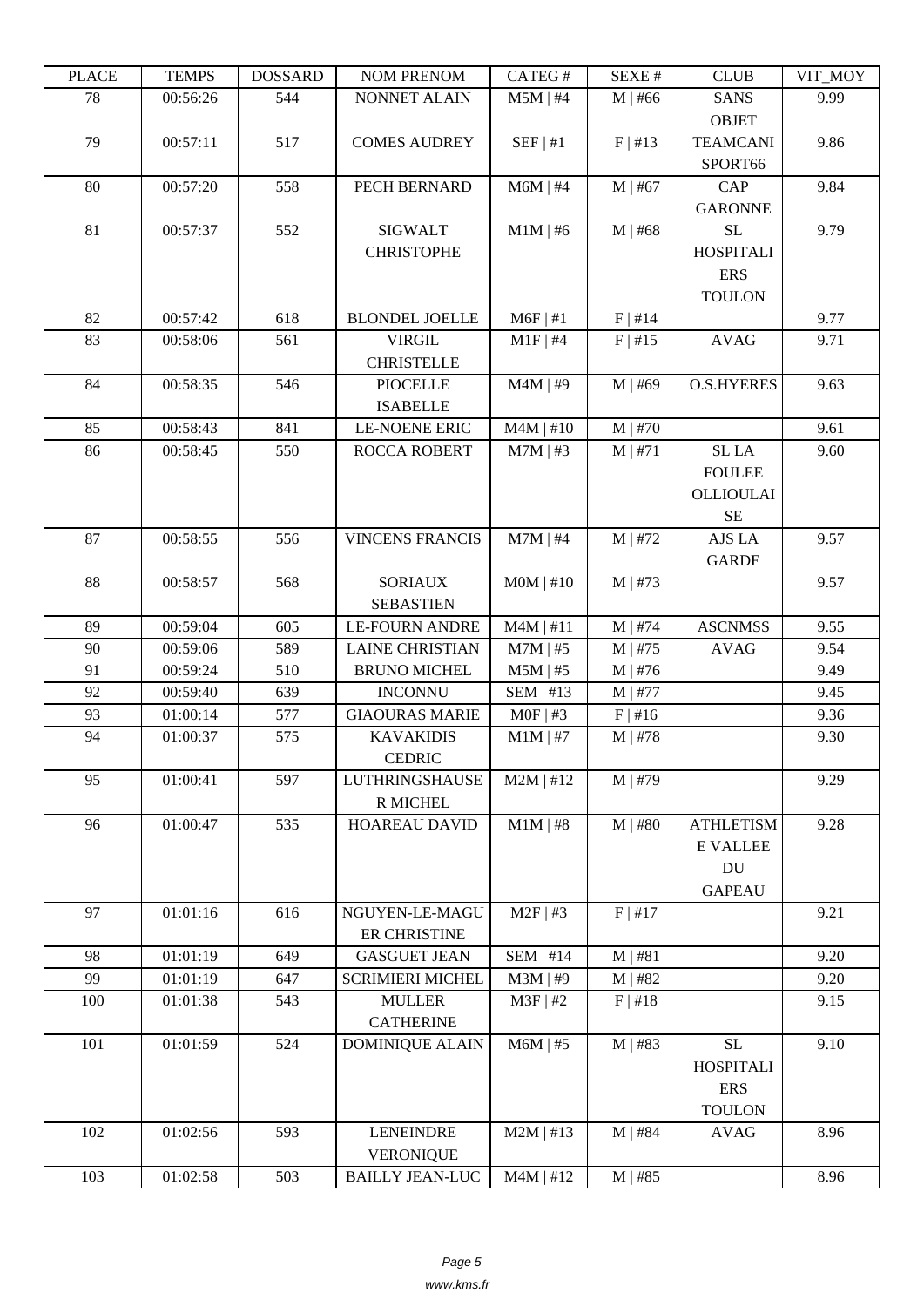| PLACE | TEMPS | DOSSARD | NOM PRENOM | CATEG # | SEXE # | CLUB | VIT_MOY |
|---|---|---|---|---|---|---|---|
| 78 | 00:56:26 | 544 | NONNET ALAIN | M5M \| #4 | M \| #66 | SANS OBJET | 9.99 |
| 79 | 00:57:11 | 517 | COMES AUDREY | SEF \| #1 | F \| #13 | TEAMCANI SPORT66 | 9.86 |
| 80 | 00:57:20 | 558 | PECH BERNARD | M6M \| #4 | M \| #67 | CAP GARONNE | 9.84 |
| 81 | 00:57:37 | 552 | SIGWALT CHRISTOPHE | M1M \| #6 | M \| #68 | SL HOSPITALI ERS TOULON | 9.79 |
| 82 | 00:57:42 | 618 | BLONDEL JOELLE | M6F \| #1 | F \| #14 | | 9.77 |
| 83 | 00:58:06 | 561 | VIRGIL CHRISTELLE | M1F \| #4 | F \| #15 | AVAG | 9.71 |
| 84 | 00:58:35 | 546 | PIOCELLE ISABELLE | M4M \| #9 | M \| #69 | O.S.HYERES | 9.63 |
| 85 | 00:58:43 | 841 | LE-NOENE ERIC | M4M \| #10 | M \| #70 | | 9.61 |
| 86 | 00:58:45 | 550 | ROCCA ROBERT | M7M \| #3 | M \| #71 | SL LA FOULEE OLLIOULAI SE | 9.60 |
| 87 | 00:58:55 | 556 | VINCENS FRANCIS | M7M \| #4 | M \| #72 | AJS LA GARDE | 9.57 |
| 88 | 00:58:57 | 568 | SORIAUX SEBASTIEN | M0M \| #10 | M \| #73 | | 9.57 |
| 89 | 00:59:04 | 605 | LE-FOURN ANDRE | M4M \| #11 | M \| #74 | ASCNMSS | 9.55 |
| 90 | 00:59:06 | 589 | LAINE CHRISTIAN | M7M \| #5 | M \| #75 | AVAG | 9.54 |
| 91 | 00:59:24 | 510 | BRUNO MICHEL | M5M \| #5 | M \| #76 | | 9.49 |
| 92 | 00:59:40 | 639 | INCONNU | SEM \| #13 | M \| #77 | | 9.45 |
| 93 | 01:00:14 | 577 | GIAOURAS MARIE | M0F \| #3 | F \| #16 | | 9.36 |
| 94 | 01:00:37 | 575 | KAVAKIDIS CEDRIC | M1M \| #7 | M \| #78 | | 9.30 |
| 95 | 01:00:41 | 597 | LUTHRINGSHAUSE R MICHEL | M2M \| #12 | M \| #79 | | 9.29 |
| 96 | 01:00:47 | 535 | HOAREAU DAVID | M1M \| #8 | M \| #80 | ATHLETISM E VALLEE DU GAPEAU | 9.28 |
| 97 | 01:01:16 | 616 | NGUYEN-LE-MAGU ER CHRISTINE | M2F \| #3 | F \| #17 | | 9.21 |
| 98 | 01:01:19 | 649 | GASGUET JEAN | SEM \| #14 | M \| #81 | | 9.20 |
| 99 | 01:01:19 | 647 | SCRIMIERI MICHEL | M3M \| #9 | M \| #82 | | 9.20 |
| 100 | 01:01:38 | 543 | MULLER CATHERINE | M3F \| #2 | F \| #18 | | 9.15 |
| 101 | 01:01:59 | 524 | DOMINIQUE ALAIN | M6M \| #5 | M \| #83 | SL HOSPITALI ERS TOULON | 9.10 |
| 102 | 01:02:56 | 593 | LENEINDRE VERONIQUE | M2M \| #13 | M \| #84 | AVAG | 8.96 |
| 103 | 01:02:58 | 503 | BAILLY JEAN-LUC | M4M \| #12 | M \| #85 | | 8.96 |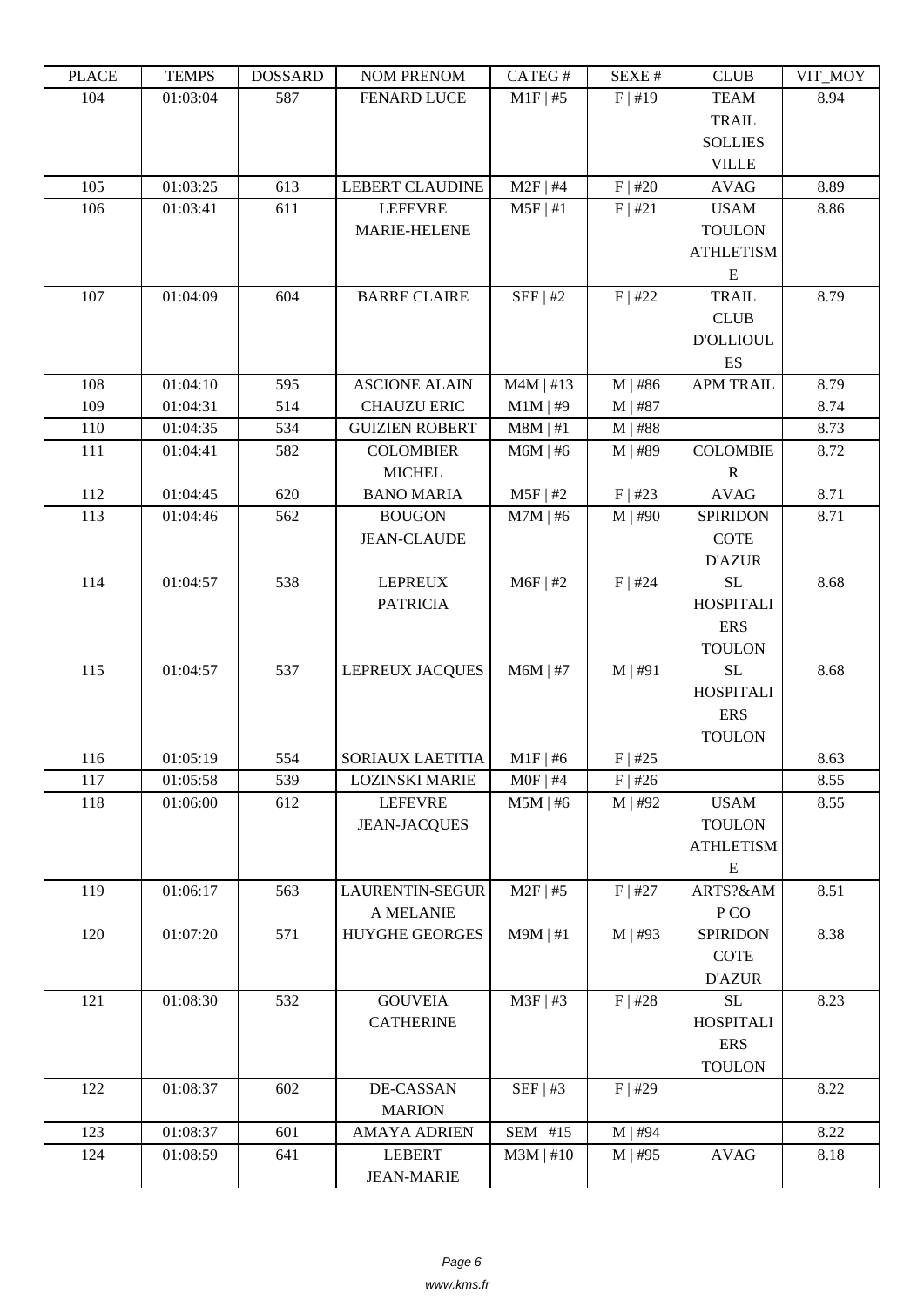| PLACE | TEMPS | DOSSARD | NOM PRENOM | CATEG # | SEXE # | CLUB | VIT_MOY |
|---|---|---|---|---|---|---|---|
| 104 | 01:03:04 | 587 | FENARD LUCE | M1F \| #5 | F \| #19 | TEAM TRAIL SOLLIES VILLE | 8.94 |
| 105 | 01:03:25 | 613 | LEBERT CLAUDINE | M2F \| #4 | F \| #20 | AVAG | 8.89 |
| 106 | 01:03:41 | 611 | LEFEVRE MARIE-HELENE | M5F \| #1 | F \| #21 | USAM TOULON ATHLETISME | 8.86 |
| 107 | 01:04:09 | 604 | BARRE CLAIRE | SEF \| #2 | F \| #22 | TRAIL CLUB D'OLLIOULES | 8.79 |
| 108 | 01:04:10 | 595 | ASCIONE ALAIN | M4M \| #13 | M \| #86 | APM TRAIL | 8.79 |
| 109 | 01:04:31 | 514 | CHAUZU ERIC | M1M \| #9 | M \| #87 | | 8.74 |
| 110 | 01:04:35 | 534 | GUIZIEN ROBERT | M8M \| #1 | M \| #88 | | 8.73 |
| 111 | 01:04:41 | 582 | COLOMBIER MICHEL | M6M \| #6 | M \| #89 | COLOMBIER | 8.72 |
| 112 | 01:04:45 | 620 | BANO MARIA | M5F \| #2 | F \| #23 | AVAG | 8.71 |
| 113 | 01:04:46 | 562 | BOUGON JEAN-CLAUDE | M7M \| #6 | M \| #90 | SPIRIDON COTE D'AZUR | 8.71 |
| 114 | 01:04:57 | 538 | LEPREUX PATRICIA | M6F \| #2 | F \| #24 | SL HOSPITALIERS TOULON | 8.68 |
| 115 | 01:04:57 | 537 | LEPREUX JACQUES | M6M \| #7 | M \| #91 | SL HOSPITALIERS TOULON | 8.68 |
| 116 | 01:05:19 | 554 | SORIAUX LAETITIA | M1F \| #6 | F \| #25 | | 8.63 |
| 117 | 01:05:58 | 539 | LOZINSKI MARIE | M0F \| #4 | F \| #26 | | 8.55 |
| 118 | 01:06:00 | 612 | LEFEVRE JEAN-JACQUES | M5M \| #6 | M \| #92 | USAM TOULON ATHLETISME | 8.55 |
| 119 | 01:06:17 | 563 | LAURENTIN-SEGURA MELANIE | M2F \| #5 | F \| #27 | ARTS?&AMP CO | 8.51 |
| 120 | 01:07:20 | 571 | HUYGHE GEORGES | M9M \| #1 | M \| #93 | SPIRIDON COTE D'AZUR | 8.38 |
| 121 | 01:08:30 | 532 | GOUVEIA CATHERINE | M3F \| #3 | F \| #28 | SL HOSPITALIERS TOULON | 8.23 |
| 122 | 01:08:37 | 602 | DE-CASSAN MARION | SEF \| #3 | F \| #29 | | 8.22 |
| 123 | 01:08:37 | 601 | AMAYA ADRIEN | SEM \| #15 | M \| #94 | | 8.22 |
| 124 | 01:08:59 | 641 | LEBERT JEAN-MARIE | M3M \| #10 | M \| #95 | AVAG | 8.18 |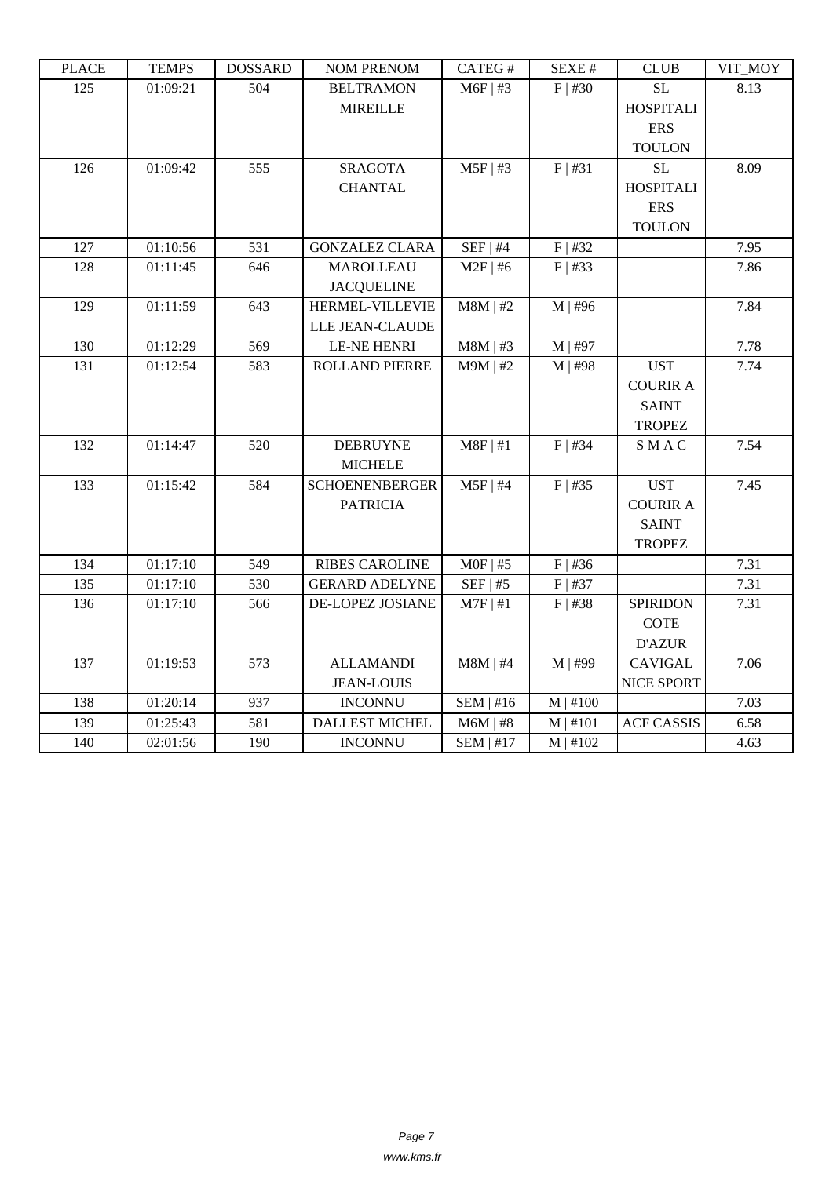| PLACE | TEMPS | DOSSARD | NOM PRENOM | CATEG # | SEXE # | CLUB | VIT_MOY |
|---|---|---|---|---|---|---|---|
| 125 | 01:09:21 | 504 | BELTRAMON MIREILLE | M6F \| #3 | F \| #30 | SL HOSPITALIERS TOULON | 8.13 |
| 126 | 01:09:42 | 555 | SRAGOTA CHANTAL | M5F \| #3 | F \| #31 | SL HOSPITALIERS TOULON | 8.09 |
| 127 | 01:10:56 | 531 | GONZALEZ CLARA | SEF \| #4 | F \| #32 | | 7.95 |
| 128 | 01:11:45 | 646 | MAROLLEAU JACQUELINE | M2F \| #6 | F \| #33 | | 7.86 |
| 129 | 01:11:59 | 643 | HERMEL-VILLEVIELLE JEAN-CLAUDE | M8M \| #2 | M \| #96 | | 7.84 |
| 130 | 01:12:29 | 569 | LE-NE HENRI | M8M \| #3 | M \| #97 | | 7.78 |
| 131 | 01:12:54 | 583 | ROLLAND PIERRE | M9M \| #2 | M \| #98 | UST COURIR A SAINT TROPEZ | 7.74 |
| 132 | 01:14:47 | 520 | DEBRUYNE MICHELE | M8F \| #1 | F \| #34 | S M A C | 7.54 |
| 133 | 01:15:42 | 584 | SCHOENENBERGER PATRICIA | M5F \| #4 | F \| #35 | UST COURIR A SAINT TROPEZ | 7.45 |
| 134 | 01:17:10 | 549 | RIBES CAROLINE | M0F \| #5 | F \| #36 | | 7.31 |
| 135 | 01:17:10 | 530 | GERARD ADELYNE | SEF \| #5 | F \| #37 | | 7.31 |
| 136 | 01:17:10 | 566 | DE-LOPEZ JOSIANE | M7F \| #1 | F \| #38 | SPIRIDON COTE D'AZUR | 7.31 |
| 137 | 01:19:53 | 573 | ALLAMANDI JEAN-LOUIS | M8M \| #4 | M \| #99 | CAVIGAL NICE SPORT | 7.06 |
| 138 | 01:20:14 | 937 | INCONNU | SEM \| #16 | M \| #100 | | 7.03 |
| 139 | 01:25:43 | 581 | DALLEST MICHEL | M6M \| #8 | M \| #101 | ACF CASSIS | 6.58 |
| 140 | 02:01:56 | 190 | INCONNU | SEM \| #17 | M \| #102 | | 4.63 |

www.kms.fr